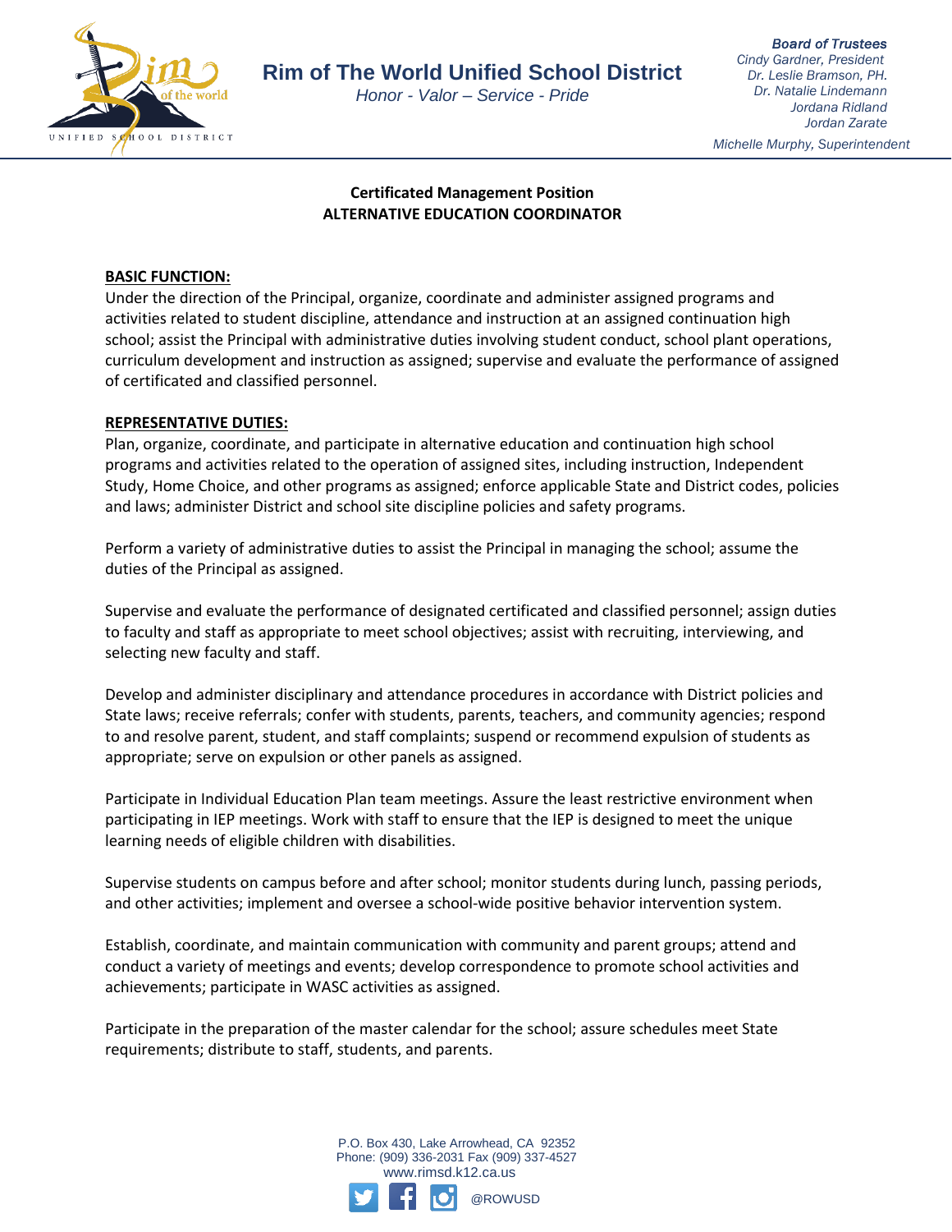# Rim of The World Unified School District

*Honor - Valor – Service - Pride*

***Board of Trustees***
*Cindy Gardner, President*
*Dr. Leslie Bramson, PH.*
*Dr. Natalie Lindemann*
*Jordana Ridland*
*Jordan Zarate*

*Michelle Murphy, Superintendent*

**Certificated Management Position**
**ALTERNATIVE EDUCATION COORDINATOR**

**BASIC FUNCTION:**

Under the direction of the Principal, organize, coordinate and administer assigned programs and activities related to student discipline, attendance and instruction at an assigned continuation high school; assist the Principal with administrative duties involving student conduct, school plant operations, curriculum development and instruction as assigned; supervise and evaluate the performance of assigned of certificated and classified personnel.

**REPRESENTATIVE DUTIES:**

Plan, organize, coordinate, and participate in alternative education and continuation high school programs and activities related to the operation of assigned sites, including instruction, Independent Study, Home Choice, and other programs as assigned; enforce applicable State and District codes, policies and laws; administer District and school site discipline policies and safety programs.

Perform a variety of administrative duties to assist the Principal in managing the school; assume the duties of the Principal as assigned.

Supervise and evaluate the performance of designated certificated and classified personnel; assign duties to faculty and staff as appropriate to meet school objectives; assist with recruiting, interviewing, and selecting new faculty and staff.

Develop and administer disciplinary and attendance procedures in accordance with District policies and State laws; receive referrals; confer with students, parents, teachers, and community agencies; respond to and resolve parent, student, and staff complaints; suspend or recommend expulsion of students as appropriate; serve on expulsion or other panels as assigned.

Participate in Individual Education Plan team meetings. Assure the least restrictive environment when participating in IEP meetings. Work with staff to ensure that the IEP is designed to meet the unique learning needs of eligible children with disabilities.

Supervise students on campus before and after school; monitor students during lunch, passing periods, and other activities; implement and oversee a school-wide positive behavior intervention system.

Establish, coordinate, and maintain communication with community and parent groups; attend and conduct a variety of meetings and events; develop correspondence to promote school activities and achievements; participate in WASC activities as assigned.

Participate in the preparation of the master calendar for the school; assure schedules meet State requirements; distribute to staff, students, and parents.

P.O. Box 430, Lake Arrowhead, CA 92352
Phone: (909) 336-2031 Fax (909) 337-4527
www.rimsd.k12.ca.us
@ROWUSD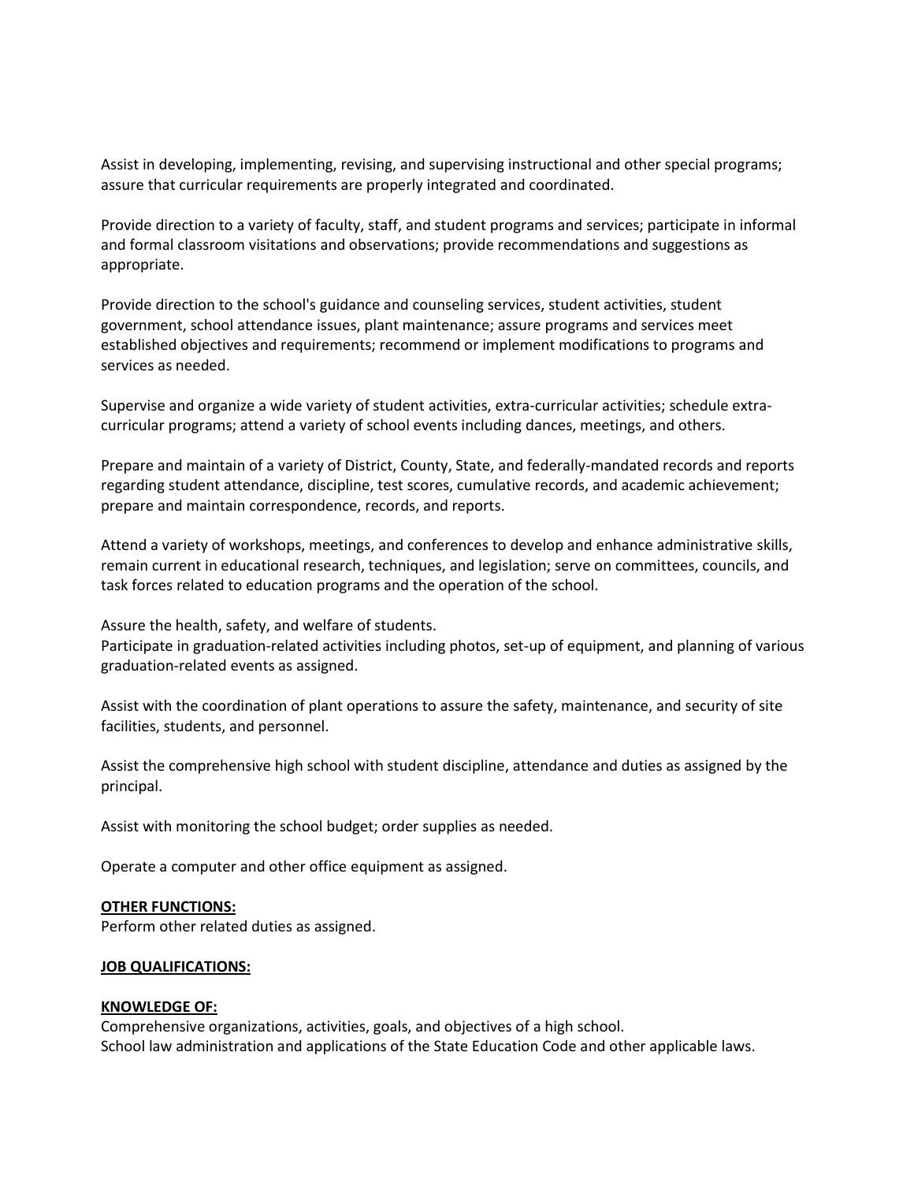Assist in developing, implementing, revising, and supervising instructional and other special programs; assure that curricular requirements are properly integrated and coordinated.

Provide direction to a variety of faculty, staff, and student programs and services; participate in informal and formal classroom visitations and observations; provide recommendations and suggestions as appropriate.

Provide direction to the school's guidance and counseling services, student activities, student government, school attendance issues, plant maintenance; assure programs and services meet established objectives and requirements; recommend or implement modifications to programs and services as needed.

Supervise and organize a wide variety of student activities, extra-curricular activities; schedule extra-curricular programs; attend a variety of school events including dances, meetings, and others.

Prepare and maintain of a variety of District, County, State, and federally-mandated records and reports regarding student attendance, discipline, test scores, cumulative records, and academic achievement; prepare and maintain correspondence, records, and reports.

Attend a variety of workshops, meetings, and conferences to develop and enhance administrative skills, remain current in educational research, techniques, and legislation; serve on committees, councils, and task forces related to education programs and the operation of the school.

Assure the health, safety, and welfare of students.
Participate in graduation-related activities including photos, set-up of equipment, and planning of various graduation-related events as assigned.

Assist with the coordination of plant operations to assure the safety, maintenance, and security of site facilities, students, and personnel.

Assist the comprehensive high school with student discipline, attendance and duties as assigned by the principal.

Assist with monitoring the school budget; order supplies as needed.

Operate a computer and other office equipment as assigned.

**OTHER FUNCTIONS:**
Perform other related duties as assigned.

**JOB QUALIFICATIONS:**

**KNOWLEDGE OF:**
Comprehensive organizations, activities, goals, and objectives of a high school.
School law administration and applications of the State Education Code and other applicable laws.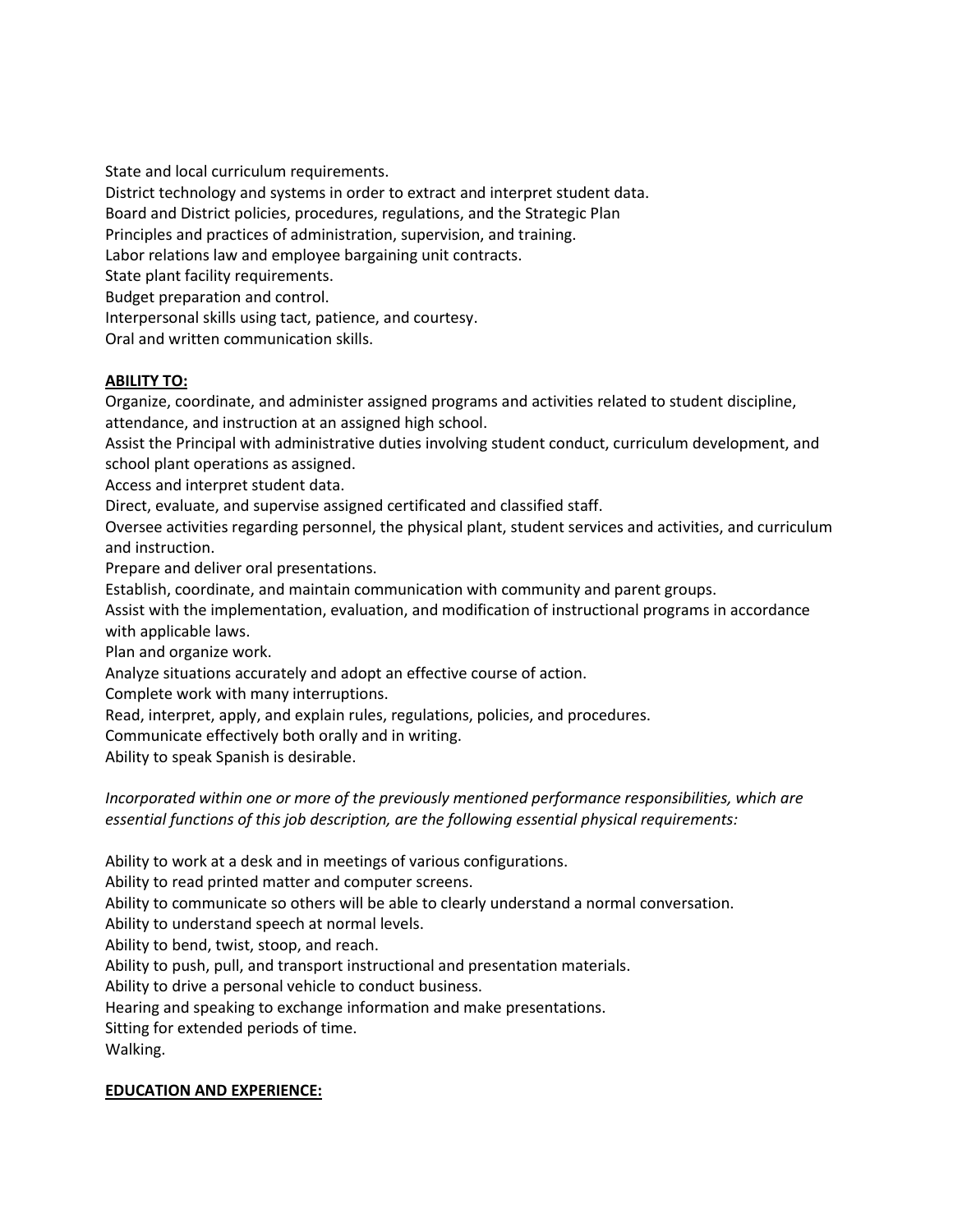State and local curriculum requirements.
District technology and systems in order to extract and interpret student data.
Board and District policies, procedures, regulations, and the Strategic Plan
Principles and practices of administration, supervision, and training.
Labor relations law and employee bargaining unit contracts.
State plant facility requirements.
Budget preparation and control.
Interpersonal skills using tact, patience, and courtesy.
Oral and written communication skills.

**ABILITY TO:**

Organize, coordinate, and administer assigned programs and activities related to student discipline, attendance, and instruction at an assigned high school.
Assist the Principal with administrative duties involving student conduct, curriculum development, and school plant operations as assigned.
Access and interpret student data.
Direct, evaluate, and supervise assigned certificated and classified staff.
Oversee activities regarding personnel, the physical plant, student services and activities, and curriculum and instruction.
Prepare and deliver oral presentations.
Establish, coordinate, and maintain communication with community and parent groups.
Assist with the implementation, evaluation, and modification of instructional programs in accordance with applicable laws.
Plan and organize work.
Analyze situations accurately and adopt an effective course of action.
Complete work with many interruptions.
Read, interpret, apply, and explain rules, regulations, policies, and procedures.
Communicate effectively both orally and in writing.
Ability to speak Spanish is desirable.

*Incorporated within one or more of the previously mentioned performance responsibilities, which are essential functions of this job description, are the following essential physical requirements:*

Ability to work at a desk and in meetings of various configurations.
Ability to read printed matter and computer screens.
Ability to communicate so others will be able to clearly understand a normal conversation.
Ability to understand speech at normal levels.
Ability to bend, twist, stoop, and reach.
Ability to push, pull, and transport instructional and presentation materials.
Ability to drive a personal vehicle to conduct business.
Hearing and speaking to exchange information and make presentations.
Sitting for extended periods of time.
Walking.

**EDUCATION AND EXPERIENCE:**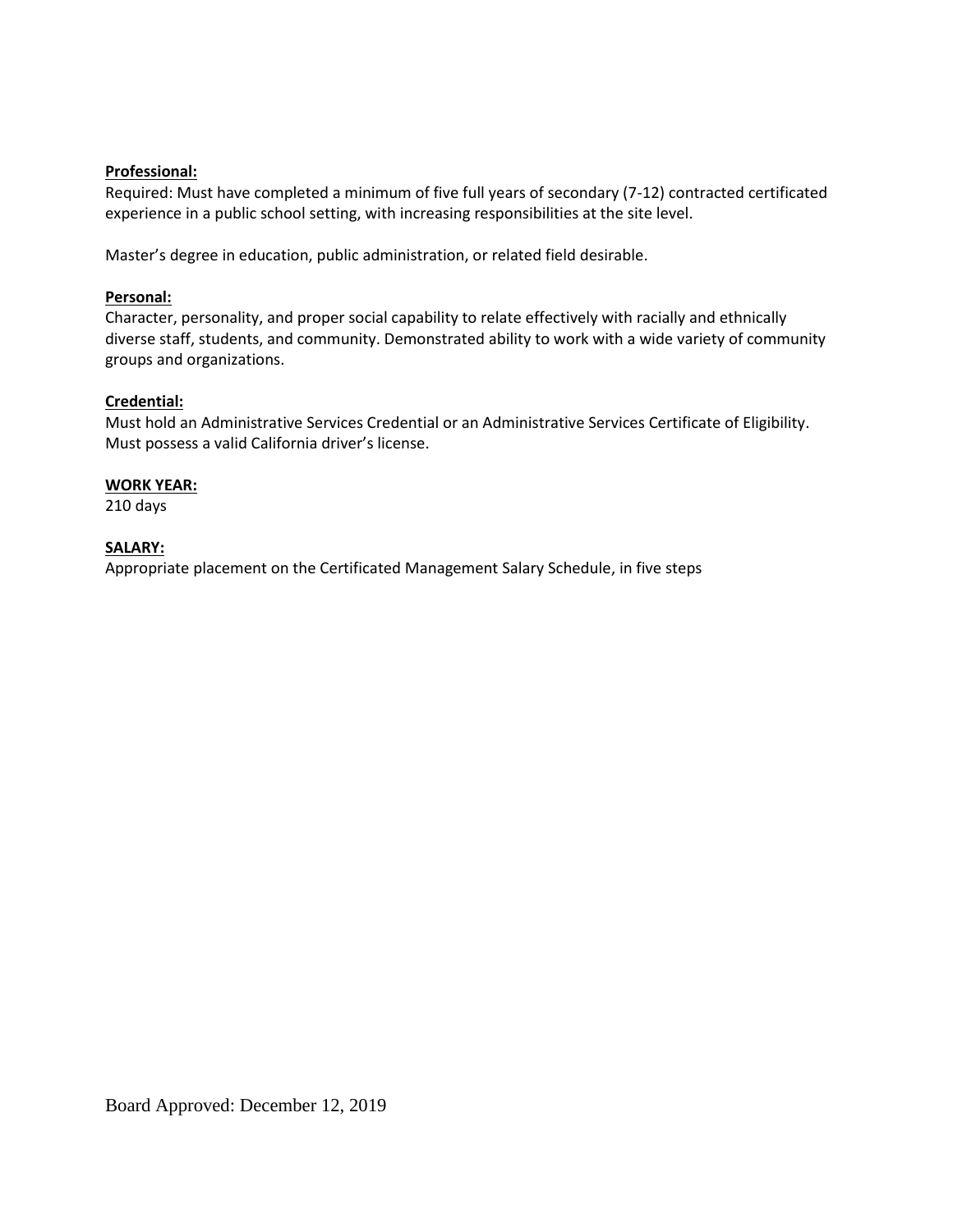**Professional:**

Required: Must have completed a minimum of five full years of secondary (7-12) contracted certificated experience in a public school setting, with increasing responsibilities at the site level.

Master's degree in education, public administration, or related field desirable.

**Personal:**

Character, personality, and proper social capability to relate effectively with racially and ethnically diverse staff, students, and community. Demonstrated ability to work with a wide variety of community groups and organizations.

**Credential:**

Must hold an Administrative Services Credential or an Administrative Services Certificate of Eligibility. Must possess a valid California driver's license.

**WORK YEAR:**

210 days

**SALARY:**

Appropriate placement on the Certificated Management Salary Schedule, in five steps

Board Approved: December 12, 2019